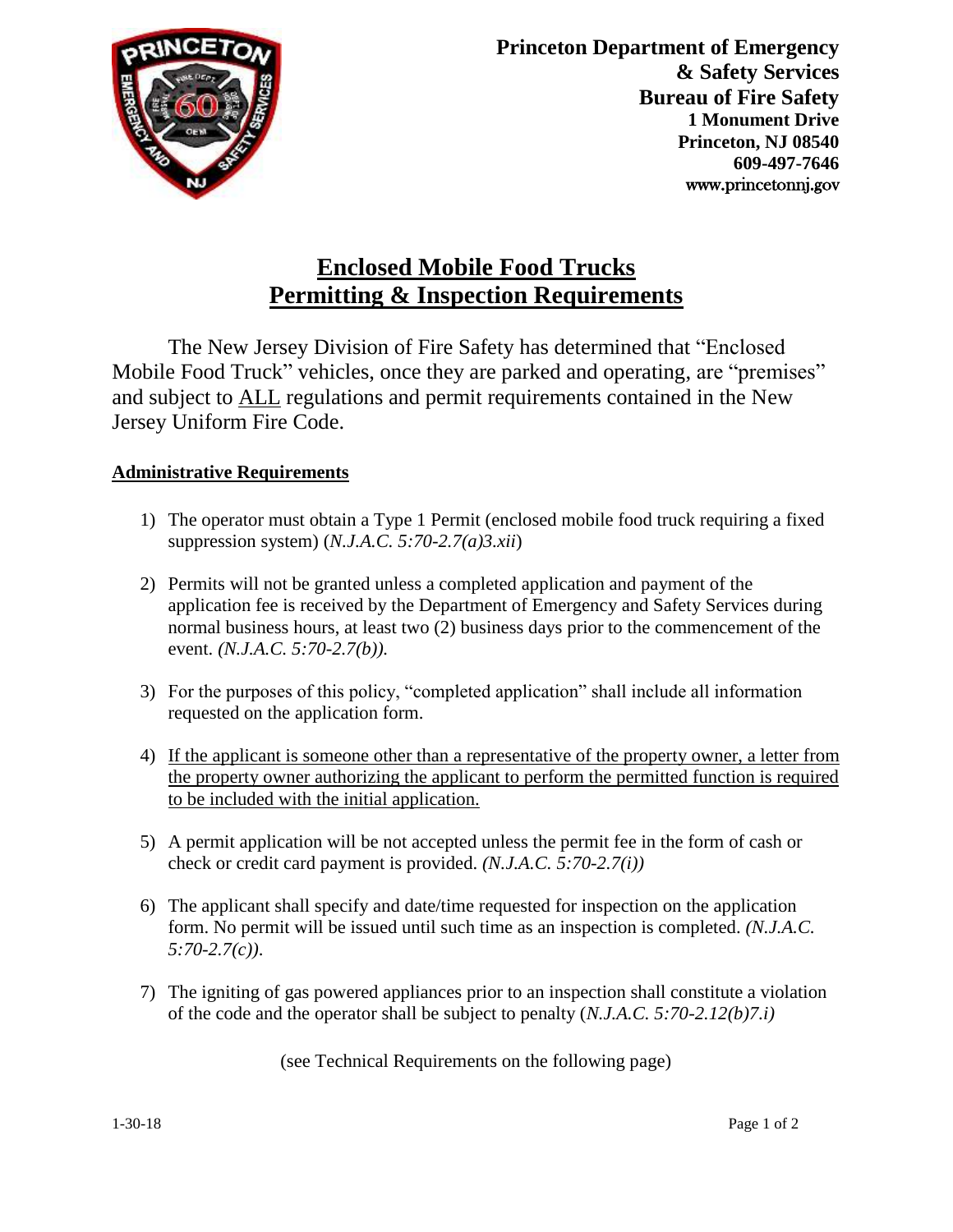**Princeton Department of Emergency & Safety Services**
**Bureau of Fire Safety**
**1 Monument Drive**
**Princeton, NJ 08540**
**609-497-7646**
www.princetonnj.gov

# Enclosed Mobile Food Trucks
# Permitting & Inspection Requirements

The New Jersey Division of Fire Safety has determined that "Enclosed Mobile Food Truck" vehicles, once they are parked and operating, are "premises" and subject to ALL regulations and permit requirements contained in the New Jersey Uniform Fire Code.

## Administrative Requirements

1) The operator must obtain a Type 1 Permit (enclosed mobile food truck requiring a fixed suppression system) (*N.J.A.C. 5:70-2.7(a)3.xii*)

2) Permits will not be granted unless a completed application and payment of the application fee is received by the Department of Emergency and Safety Services during normal business hours, at least two (2) business days prior to the commencement of the event. *(N.J.A.C. 5:70-2.7(b)).*

3) For the purposes of this policy, "completed application" shall include all information requested on the application form.

4) If the applicant is someone other than a representative of the property owner, a letter from the property owner authorizing the applicant to perform the permitted function is required to be included with the initial application.

5) A permit application will be not accepted unless the permit fee in the form of cash or check or credit card payment is provided. *(N.J.A.C. 5:70-2.7(i))*

6) The applicant shall specify and date/time requested for inspection on the application form. No permit will be issued until such time as an inspection is completed. *(N.J.A.C. 5:70-2.7(c)).*

7) The igniting of gas powered appliances prior to an inspection shall constitute a violation of the code and the operator shall be subject to penalty (*N.J.A.C. 5:70-2.12(b)7.i)*

(see Technical Requirements on the following page)

1-30-18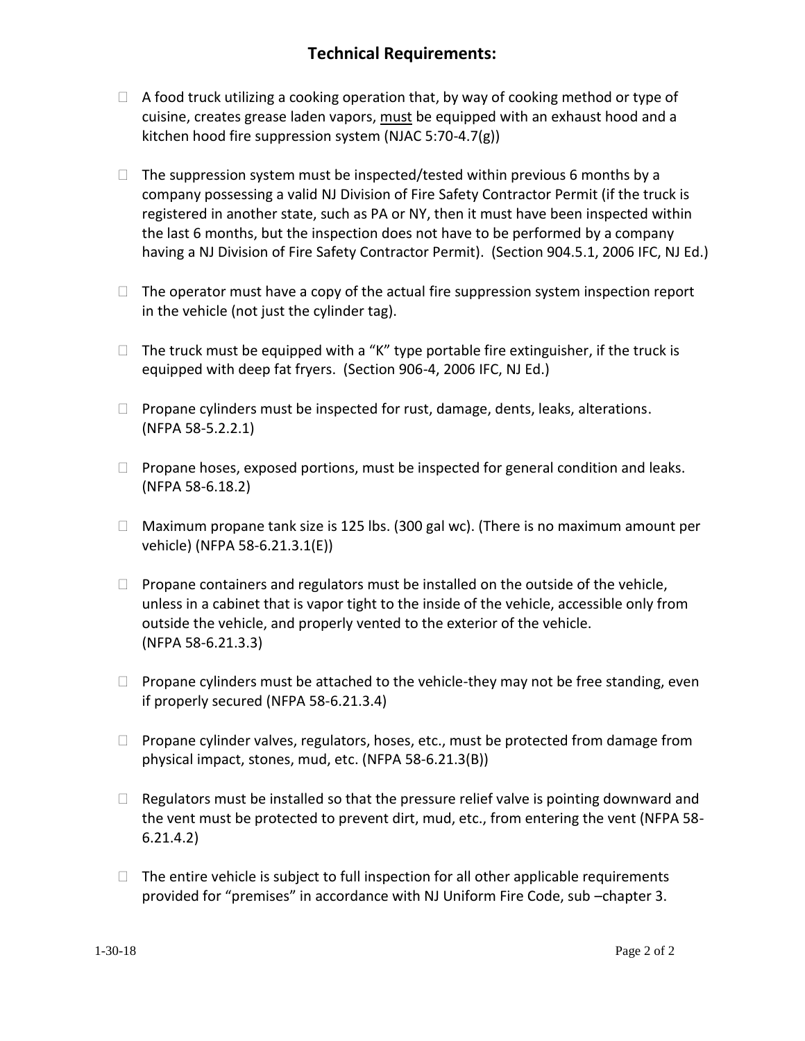## Technical Requirements:

- A food truck utilizing a cooking operation that, by way of cooking method or type of cuisine, creates grease laden vapors, must be equipped with an exhaust hood and a kitchen hood fire suppression system (NJAC 5:70-4.7(g))

- The suppression system must be inspected/tested within previous 6 months by a company possessing a valid NJ Division of Fire Safety Contractor Permit (if the truck is registered in another state, such as PA or NY, then it must have been inspected within the last 6 months, but the inspection does not have to be performed by a company having a NJ Division of Fire Safety Contractor Permit). (Section 904.5.1, 2006 IFC, NJ Ed.)

- The operator must have a copy of the actual fire suppression system inspection report in the vehicle (not just the cylinder tag).

- The truck must be equipped with a "K" type portable fire extinguisher, if the truck is equipped with deep fat fryers. (Section 906-4, 2006 IFC, NJ Ed.)

- Propane cylinders must be inspected for rust, damage, dents, leaks, alterations. (NFPA 58-5.2.2.1)

- Propane hoses, exposed portions, must be inspected for general condition and leaks. (NFPA 58-6.18.2)

- Maximum propane tank size is 125 lbs. (300 gal wc). (There is no maximum amount per vehicle) (NFPA 58-6.21.3.1(E))

- Propane containers and regulators must be installed on the outside of the vehicle, unless in a cabinet that is vapor tight to the inside of the vehicle, accessible only from outside the vehicle, and properly vented to the exterior of the vehicle. (NFPA 58-6.21.3.3)

- Propane cylinders must be attached to the vehicle-they may not be free standing, even if properly secured (NFPA 58-6.21.3.4)

- Propane cylinder valves, regulators, hoses, etc., must be protected from damage from physical impact, stones, mud, etc. (NFPA 58-6.21.3(B))

- Regulators must be installed so that the pressure relief valve is pointing downward and the vent must be protected to prevent dirt, mud, etc., from entering the vent (NFPA 58-6.21.4.2)

- The entire vehicle is subject to full inspection for all other applicable requirements provided for "premises" in accordance with NJ Uniform Fire Code, sub –chapter 3.

1-30-18